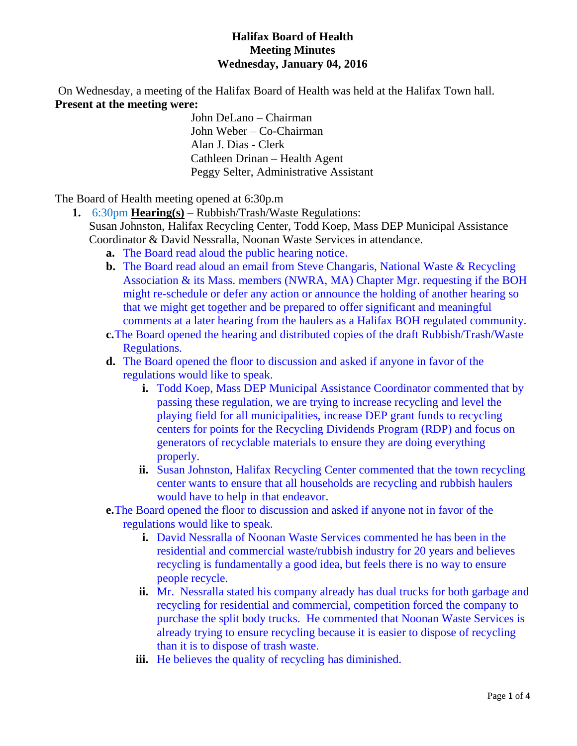# Halifax Board of Health
## Meeting Minutes
### Wednesday, January 04, 2016

On Wednesday, a meeting of the Halifax Board of Health was held at the Halifax Town hall.

**Present at the meeting were:**

John DeLano – Chairman
John Weber – Co-Chairman
Alan J. Dias - Clerk
Cathleen Drinan – Health Agent
Peggy Selter, Administrative Assistant

The Board of Health meeting opened at 6:30p.m

1. 6:30pm **Hearing(s)** – Rubbish/Trash/Waste Regulations:
   Susan Johnston, Halifax Recycling Center, Todd Koep, Mass DEP Municipal Assistance Coordinator & David Nessralla, Noonan Waste Services in attendance.
   a. The Board read aloud the public hearing notice.
   b. The Board read aloud an email from Steve Changaris, National Waste & Recycling Association & its Mass. members (NWRA, MA) Chapter Mgr. requesting if the BOH might re-schedule or defer any action or announce the holding of another hearing so that we might get together and be prepared to offer significant and meaningful comments at a later hearing from the haulers as a Halifax BOH regulated community.
   c. The Board opened the hearing and distributed copies of the draft Rubbish/Trash/Waste Regulations.
   d. The Board opened the floor to discussion and asked if anyone in favor of the regulations would like to speak.
      i. Todd Koep, Mass DEP Municipal Assistance Coordinator commented that by passing these regulation, we are trying to increase recycling and level the playing field for all municipalities, increase DEP grant funds to recycling centers for points for the Recycling Dividends Program (RDP) and focus on generators of recyclable materials to ensure they are doing everything properly.
      ii. Susan Johnston, Halifax Recycling Center commented that the town recycling center wants to ensure that all households are recycling and rubbish haulers would have to help in that endeavor.
   e. The Board opened the floor to discussion and asked if anyone not in favor of the regulations would like to speak.
      i. David Nessralla of Noonan Waste Services commented he has been in the residential and commercial waste/rubbish industry for 20 years and believes recycling is fundamentally a good idea, but feels there is no way to ensure people recycle.
      ii. Mr. Nessralla stated his company already has dual trucks for both garbage and recycling for residential and commercial, competition forced the company to purchase the split body trucks. He commented that Noonan Waste Services is already trying to ensure recycling because it is easier to dispose of recycling than it is to dispose of trash waste.
      iii. He believes the quality of recycling has diminished.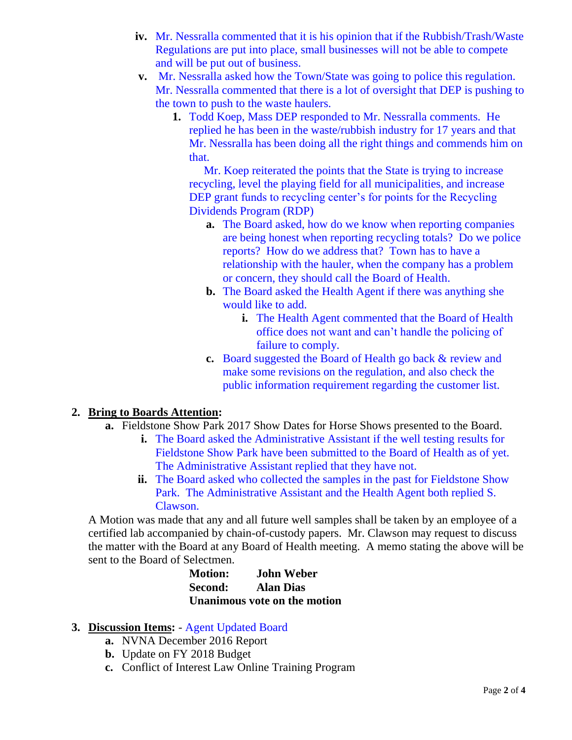- iv. Mr. Nessralla commented that it is his opinion that if the Rubbish/Trash/Waste Regulations are put into place, small businesses will not be able to compete and will be put out of business.
- v. Mr. Nessralla asked how the Town/State was going to police this regulation. Mr. Nessralla commented that there is a lot of oversight that DEP is pushing to the town to push to the waste haulers.
  1. Todd Koep, Mass DEP responded to Mr. Nessralla comments. He replied he has been in the waste/rubbish industry for 17 years and that Mr. Nessralla has been doing all the right things and commends him on that.

     Mr. Koep reiterated the points that the State is trying to increase recycling, level the playing field for all municipalities, and increase DEP grant funds to recycling center's for points for the Recycling Dividends Program (RDP)
     - a. The Board asked, how do we know when reporting companies are being honest when reporting recycling totals? Do we police reports? How do we address that? Town has to have a relationship with the hauler, when the company has a problem or concern, they should call the Board of Health.
     - b. The Board asked the Health Agent if there was anything she would like to add.
       - i. The Health Agent commented that the Board of Health office does not want and can't handle the policing of failure to comply.
     - c. Board suggested the Board of Health go back & review and make some revisions on the regulation, and also check the public information requirement regarding the customer list.

2. **Bring to Boards Attention:**
   - a. Fieldstone Show Park 2017 Show Dates for Horse Shows presented to the Board.
     - i. The Board asked the Administrative Assistant if the well testing results for Fieldstone Show Park have been submitted to the Board of Health as of yet. The Administrative Assistant replied that they have not.
     - ii. The Board asked who collected the samples in the past for Fieldstone Show Park. The Administrative Assistant and the Health Agent both replied S. Clawson.

   A Motion was made that any and all future well samples shall be taken by an employee of a certified lab accompanied by chain-of-custody papers. Mr. Clawson may request to discuss the matter with the Board at any Board of Health meeting. A memo stating the above will be sent to the Board of Selectmen.

   **Motion:** **John Weber**
   **Second:** **Alan Dias**
   **Unanimous vote on the motion**

3. **Discussion Items:** - Agent Updated Board
   - a. NVNA December 2016 Report
   - b. Update on FY 2018 Budget
   - c. Conflict of Interest Law Online Training Program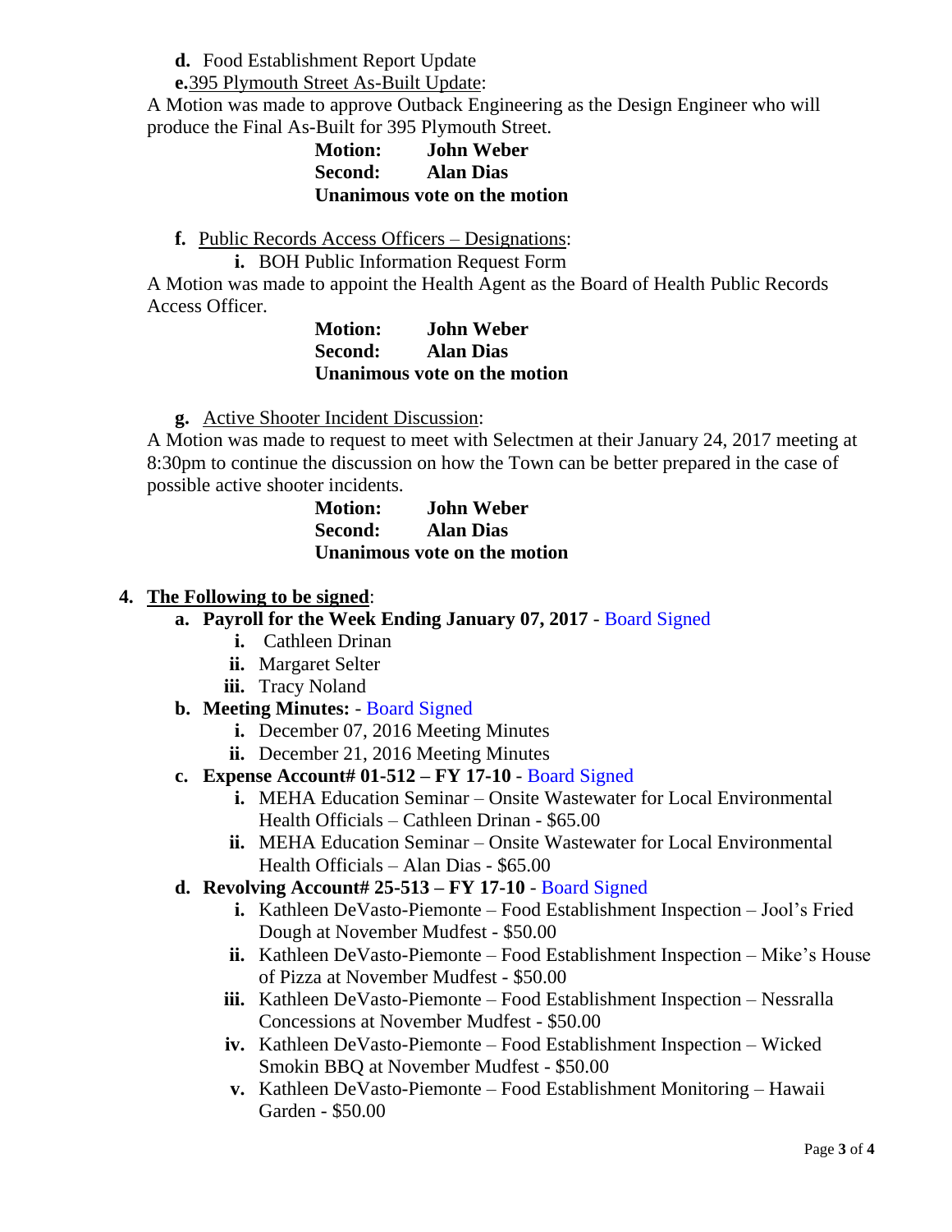**d.** Food Establishment Report Update

**e.** <u>395 Plymouth Street As-Built Update</u>:

A Motion was made to approve Outback Engineering as the Design Engineer who will produce the Final As-Built for 395 Plymouth Street.

**Motion:** **John Weber**
**Second:** **Alan Dias**
**Unanimous vote on the motion**

**f.** <u>Public Records Access Officers – Designations</u>:

**i.** BOH Public Information Request Form

A Motion was made to appoint the Health Agent as the Board of Health Public Records Access Officer.

**Motion:** **John Weber**
**Second:** **Alan Dias**
**Unanimous vote on the motion**

**g.** <u>Active Shooter Incident Discussion</u>:

A Motion was made to request to meet with Selectmen at their January 24, 2017 meeting at 8:30pm to continue the discussion on how the Town can be better prepared in the case of possible active shooter incidents.

**Motion:** **John Weber**
**Second:** **Alan Dias**
**Unanimous vote on the motion**

**4.** **<u>The Following to be signed</u>**:

**a.** **Payroll for the Week Ending January 07, 2017** - Board Signed
- **i.** Cathleen Drinan
- **ii.** Margaret Selter
- **iii.** Tracy Noland

**b.** **Meeting Minutes:** - Board Signed
- **i.** December 07, 2016 Meeting Minutes
- **ii.** December 21, 2016 Meeting Minutes

**c.** **Expense Account# 01-512 – FY 17-10** - Board Signed
- **i.** MEHA Education Seminar – Onsite Wastewater for Local Environmental Health Officials – Cathleen Drinan - $65.00
- **ii.** MEHA Education Seminar – Onsite Wastewater for Local Environmental Health Officials – Alan Dias - $65.00

**d.** **Revolving Account# 25-513 – FY 17-10** - Board Signed
- **i.** Kathleen DeVasto-Piemonte – Food Establishment Inspection – Jool's Fried Dough at November Mudfest - $50.00
- **ii.** Kathleen DeVasto-Piemonte – Food Establishment Inspection – Mike's House of Pizza at November Mudfest - $50.00
- **iii.** Kathleen DeVasto-Piemonte – Food Establishment Inspection – Nessralla Concessions at November Mudfest - $50.00
- **iv.** Kathleen DeVasto-Piemonte – Food Establishment Inspection – Wicked Smokin BBQ at November Mudfest - $50.00
- **v.** Kathleen DeVasto-Piemonte – Food Establishment Monitoring – Hawaii Garden - $50.00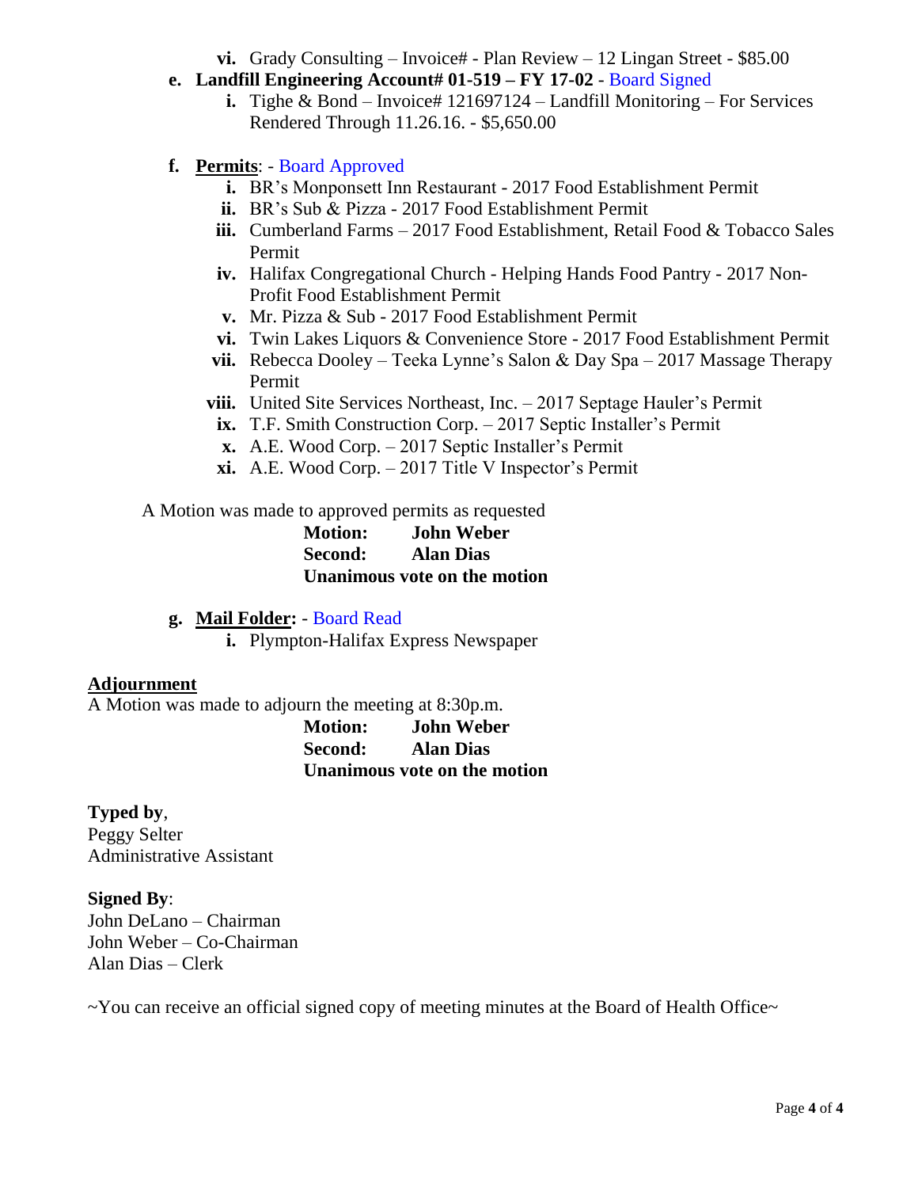vi. Grady Consulting – Invoice# - Plan Review – 12 Lingan Street - $85.00

e. **Landfill Engineering Account# 01-519 – FY 17-02** - Board Signed

   i. Tighe & Bond – Invoice# 121697124 – Landfill Monitoring – For Services Rendered Through 11.26.16. - $5,650.00

f. **Permits**: - Board Approved

   i. BR's Monponsett Inn Restaurant - 2017 Food Establishment Permit
   ii. BR's Sub & Pizza - 2017 Food Establishment Permit
   iii. Cumberland Farms – 2017 Food Establishment, Retail Food & Tobacco Sales Permit
   iv. Halifax Congregational Church - Helping Hands Food Pantry - 2017 Non-Profit Food Establishment Permit
   v. Mr. Pizza & Sub - 2017 Food Establishment Permit
   vi. Twin Lakes Liquors & Convenience Store - 2017 Food Establishment Permit
   vii. Rebecca Dooley – Teeka Lynne's Salon & Day Spa – 2017 Massage Therapy Permit
   viii. United Site Services Northeast, Inc. – 2017 Septage Hauler's Permit
   ix. T.F. Smith Construction Corp. – 2017 Septic Installer's Permit
   x. A.E. Wood Corp. – 2017 Septic Installer's Permit
   xi. A.E. Wood Corp. – 2017 Title V Inspector's Permit

A Motion was made to approved permits as requested

**Motion: John Weber**
**Second: Alan Dias**
**Unanimous vote on the motion**

g. **Mail Folder:** - Board Read

   i. Plympton-Halifax Express Newspaper

**Adjournment**

A Motion was made to adjourn the meeting at 8:30p.m.

**Motion: John Weber**
**Second: Alan Dias**
**Unanimous vote on the motion**

**Typed by**,
Peggy Selter
Administrative Assistant

**Signed By**:
John DeLano – Chairman
John Weber – Co-Chairman
Alan Dias – Clerk

~You can receive an official signed copy of meeting minutes at the Board of Health Office~